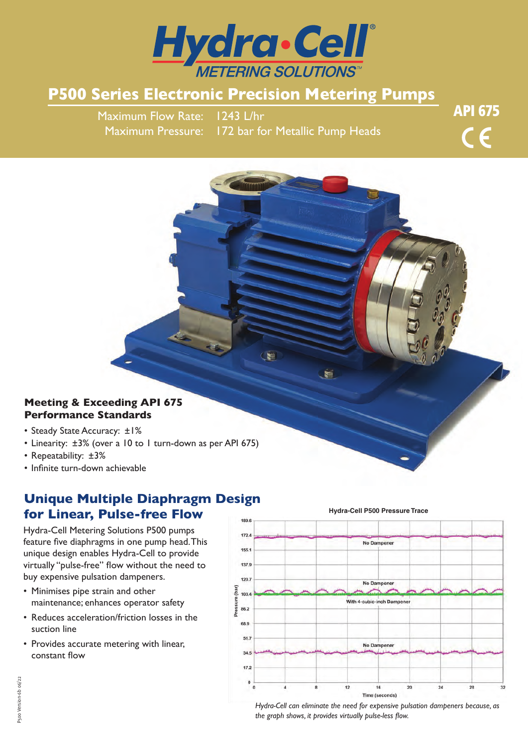# Hydra•Cell® METERING SOLUTIONS™

## P500 Series Electronic Precision Metering Pumps

Maximum Flow Rate: 1243 L/hr
Maximum Pressure: 172 bar for Metallic Pump Heads

API 675

CE

### Meeting & Exceeding API 675 Performance Standards

- Steady State Accuracy: ±1%
- Linearity: ±3% (over a 10 to 1 turn-down as per API 675)
- Repeatability: ±3%
- Infinite turn-down achievable

## Unique Multiple Diaphragm Design for Linear, Pulse-free Flow

Hydra-Cell Metering Solutions P500 pumps feature five diaphragms in one pump head. This unique design enables Hydra-Cell to provide virtually "pulse-free" flow without the need to buy expensive pulsation dampeners.

- Minimises pipe strain and other maintenance; enhances operator safety
- Reduces acceleration/friction losses in the suction line
- Provides accurate metering with linear, constant flow

*Hydra-Cell can eliminate the need for expensive pulsation dampeners because, as the graph shows, it provides virtually pulse-less flow.*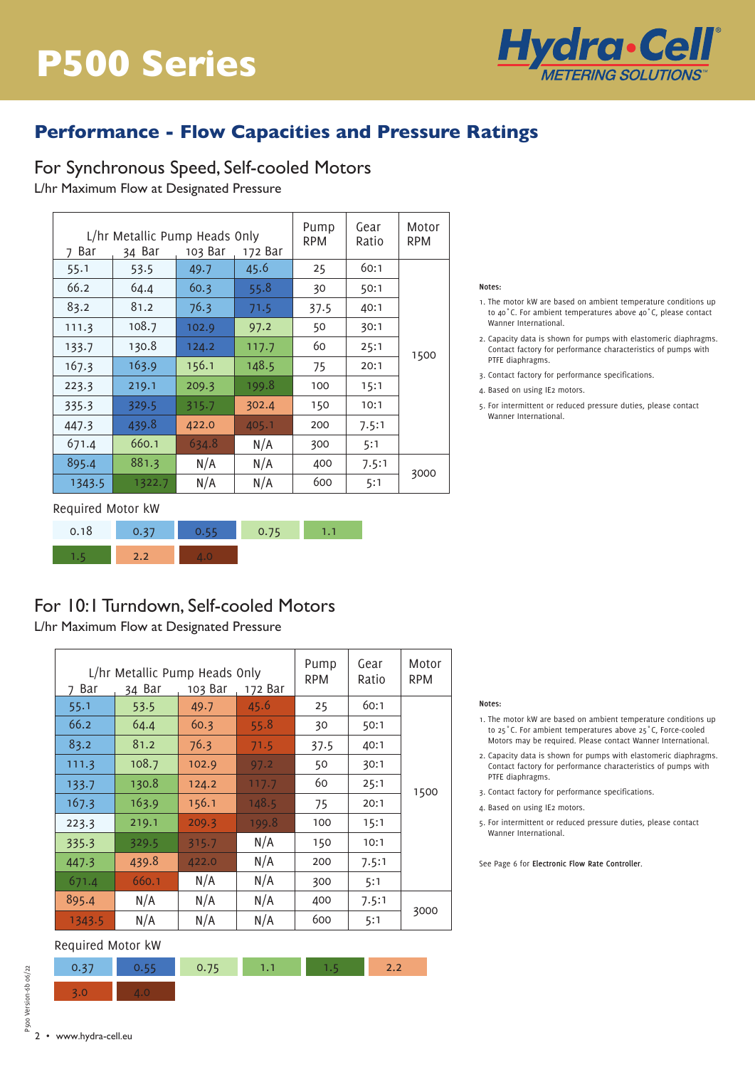# P500 Series

## Performance - Flow Capacities and Pressure Ratings

### For Synchronous Speed, Self-cooled Motors

L/hr Maximum Flow at Designated Pressure

| L/hr Metallic Pump Heads Only | | | | Pump RPM | Gear Ratio | Motor RPM |
|---|---|---|---|---|---|---|
| 7 Bar | 34 Bar | 103 Bar | 172 Bar | | | |
| 55.1 | 53.5 | 49.7 | 45.6 | 25 | 60:1 | 1500 |
| 66.2 | 64.4 | 60.3 | 55.8 | 30 | 50:1 | |
| 83.2 | 81.2 | 76.3 | 71.5 | 37.5 | 40:1 | |
| 111.3 | 108.7 | 102.9 | 97.2 | 50 | 30:1 | |
| 133.7 | 130.8 | 124.2 | 117.7 | 60 | 25:1 | |
| 167.3 | 163.9 | 156.1 | 148.5 | 75 | 20:1 | |
| 223.3 | 219.1 | 209.3 | 199.8 | 100 | 15:1 | |
| 335.3 | 329.5 | 315.7 | 302.4 | 150 | 10:1 | |
| 447.3 | 439.8 | 422.0 | 405.1 | 200 | 7.5:1 | |
| 671.4 | 660.1 | 634.8 | N/A | 300 | 5:1 | |
| 895.4 | 881.3 | N/A | N/A | 400 | 7.5:1 | 3000 |
| 1343.5 | 1322.7 | N/A | N/A | 600 | 5:1 | |

Required Motor kW

| 0.18 | 0.37 | 0.55 | 0.75 | 1.1 | 1.5 | 2.2 | 4.0 |
|---|---|---|---|---|---|---|---|

**Notes:**

1. The motor kW are based on ambient temperature conditions up to 40˚C. For ambient temperatures above 40˚C, please contact Wanner International.
2. Capacity data is shown for pumps with elastomeric diaphragms. Contact factory for performance characteristics of pumps with PTFE diaphragms.
3. Contact factory for performance specifications.
4. Based on using IE2 motors.
5. For intermittent or reduced pressure duties, please contact Wanner International.

### For 10:1 Turndown, Self-cooled Motors

L/hr Maximum Flow at Designated Pressure

| L/hr Metallic Pump Heads Only | | | | Pump RPM | Gear Ratio | Motor RPM |
|---|---|---|---|---|---|---|
| 7 Bar | 34 Bar | 103 Bar | 172 Bar | | | |
| 55.1 | 53.5 | 49.7 | 45.6 | 25 | 60:1 | 1500 |
| 66.2 | 64.4 | 60.3 | 55.8 | 30 | 50:1 | |
| 83.2 | 81.2 | 76.3 | 71.5 | 37.5 | 40:1 | |
| 111.3 | 108.7 | 102.9 | 97.2 | 50 | 30:1 | |
| 133.7 | 130.8 | 124.2 | 117.7 | 60 | 25:1 | |
| 167.3 | 163.9 | 156.1 | 148.5 | 75 | 20:1 | |
| 223.3 | 219.1 | 209.3 | 199.8 | 100 | 15:1 | |
| 335.3 | 329.5 | 315.7 | N/A | 150 | 10:1 | |
| 447.3 | 439.8 | 422.0 | N/A | 200 | 7.5:1 | |
| 671.4 | 660.1 | N/A | N/A | 300 | 5:1 | |
| 895.4 | N/A | N/A | N/A | 400 | 7.5:1 | 3000 |
| 1343.5 | N/A | N/A | N/A | 600 | 5:1 | |

Required Motor kW

| 0.37 | 0.55 | 0.75 | 1.1 | 1.5 | 2.2 | 3.0 | 4.0 |
|---|---|---|---|---|---|---|---|

**Notes:**

1. The motor kW are based on ambient temperature conditions up to 25˚C. For ambient temperatures above 25˚C, Force-cooled Motors may be required. Please contact Wanner International.
2. Capacity data is shown for pumps with elastomeric diaphragms. Contact factory for performance characteristics of pumps with PTFE diaphragms.
3. Contact factory for performance specifications.
4. Based on using IE2 motors.
5. For intermittent or reduced pressure duties, please contact Wanner International.

See Page 6 for **Electronic Flow Rate Controller**.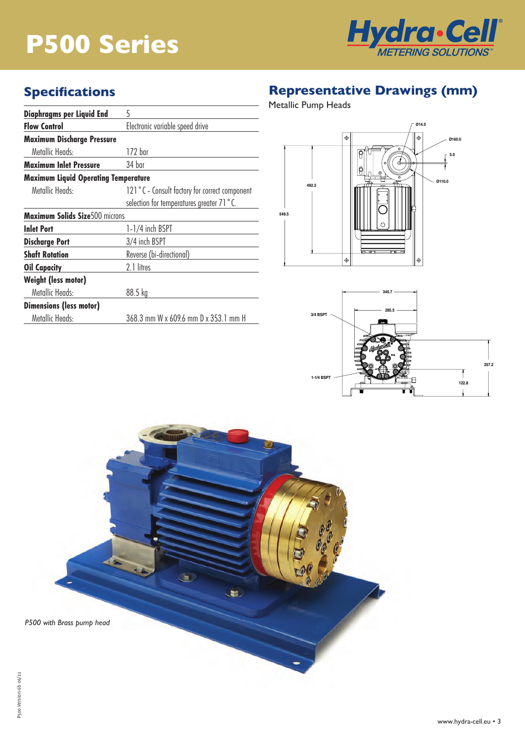# P500 Series

## Specifications

| | |
|---|---|
| **Diaphragms per Liquid End** | 5 |
| **Flow Control** | Electronic variable speed drive |
| **Maximum Discharge Pressure** | |
| Metallic Heads: | 172 bar |
| **Maximum Inlet Pressure** | 34 bar |
| **Maximum Liquid Operating Temperature** | |
| Metallic Heads: | 121 ° C - Consult factory for correct component selection for temperatures greater 71 ° C. |
| **Maximum Solids Size** | 500 microns |
| **Inlet Port** | 1-1/4 inch BSPT |
| **Discharge Port** | 3/4 inch BSPT |
| **Shaft Rotation** | Reverse (bi-directional) |
| **Oil Capacity** | 2.1 litres |
| **Weight (less motor)** | |
| Metallic Heads: | 88.5 kg |
| **Dimensions (less motor)** | |
| Metallic Heads: | 368.3 mm W x 609.6 mm D x 353.1 mm H |

## Representative Drawings (mm)

Metallic Pump Heads

*P500 with Brass pump head*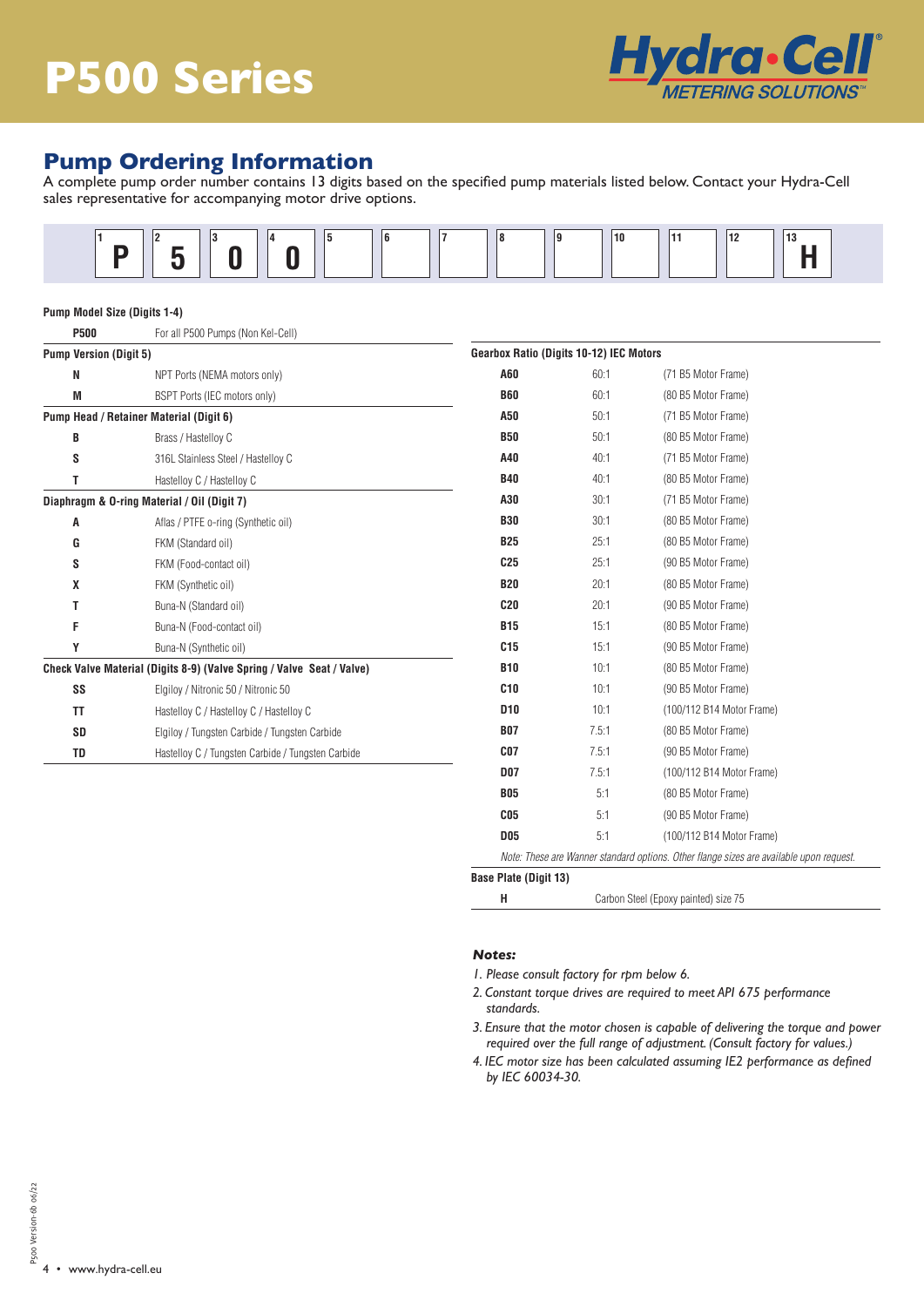# P500 Series

## Pump Ordering Information

A complete pump order number contains 13 digits based on the specified pump materials listed below. Contact your Hydra-Cell sales representative for accompanying motor drive options.

| 1 | 2 | 3 | 4 | 5 | 6 | 7 | 8 | 9 | 10 | 11 | 12 | 13 |
|---|---|---|---|---|---|---|---|---|---|---|---|---|
| P | 5 | 0 | 0 | | | | | | | | | H |

**Pump Model Size (Digits 1-4)**

| | |
|---|---|
| **P500** | For all P500 Pumps (Non Kel-Cell) |

**Pump Version (Digit 5)**

| | |
|---|---|
| **N** | NPT Ports (NEMA motors only) |
| **M** | BSPT Ports (IEC motors only) |

**Pump Head / Retainer Material (Digit 6)**

| | |
|---|---|
| **B** | Brass / Hastelloy C |
| **S** | 316L Stainless Steel / Hastelloy C |
| **T** | Hastelloy C / Hastelloy C |

**Diaphragm & O-ring Material / Oil (Digit 7)**

| | |
|---|---|
| **A** | Aflas / PTFE o-ring (Synthetic oil) |
| **G** | FKM (Standard oil) |
| **S** | FKM (Food-contact oil) |
| **X** | FKM (Synthetic oil) |
| **T** | Buna-N (Standard oil) |
| **F** | Buna-N (Food-contact oil) |
| **Y** | Buna-N (Synthetic oil) |

**Check Valve Material (Digits 8-9) (Valve Spring / Valve Seat / Valve)**

| | |
|---|---|
| **SS** | Elgiloy / Nitronic 50 / Nitronic 50 |
| **TT** | Hastelloy C / Hastelloy C / Hastelloy C |
| **SD** | Elgiloy / Tungsten Carbide / Tungsten Carbide |
| **TD** | Hastelloy C / Tungsten Carbide / Tungsten Carbide |

**Gearbox Ratio (Digits 10-12) IEC Motors**

| | | |
|---|---|---|
| **A60** | 60:1 | (71 B5 Motor Frame) |
| **B60** | 60:1 | (80 B5 Motor Frame) |
| **A50** | 50:1 | (71 B5 Motor Frame) |
| **B50** | 50:1 | (80 B5 Motor Frame) |
| **A40** | 40:1 | (71 B5 Motor Frame) |
| **B40** | 40:1 | (80 B5 Motor Frame) |
| **A30** | 30:1 | (71 B5 Motor Frame) |
| **B30** | 30:1 | (80 B5 Motor Frame) |
| **B25** | 25:1 | (80 B5 Motor Frame) |
| **C25** | 25:1 | (90 B5 Motor Frame) |
| **B20** | 20:1 | (80 B5 Motor Frame) |
| **C20** | 20:1 | (90 B5 Motor Frame) |
| **B15** | 15:1 | (80 B5 Motor Frame) |
| **C15** | 15:1 | (90 B5 Motor Frame) |
| **B10** | 10:1 | (80 B5 Motor Frame) |
| **C10** | 10:1 | (90 B5 Motor Frame) |
| **D10** | 10:1 | (100/112 B14 Motor Frame) |
| **B07** | 7.5:1 | (80 B5 Motor Frame) |
| **C07** | 7.5:1 | (90 B5 Motor Frame) |
| **D07** | 7.5:1 | (100/112 B14 Motor Frame) |
| **B05** | 5:1 | (80 B5 Motor Frame) |
| **C05** | 5:1 | (90 B5 Motor Frame) |
| **D05** | 5:1 | (100/112 B14 Motor Frame) |

*Note: These are Wanner standard options. Other flange sizes are available upon request.*

**Base Plate (Digit 13)**

| | |
|---|---|
| **H** | Carbon Steel (Epoxy painted) size 75 |

***Notes:***

*1. Please consult factory for rpm below 6.*

*2. Constant torque drives are required to meet API 675 performance standards.*

*3. Ensure that the motor chosen is capable of delivering the torque and power required over the full range of adjustment. (Consult factory for values.)*

*4. IEC motor size has been calculated assuming IE2 performance as defined by IEC 60034-30.*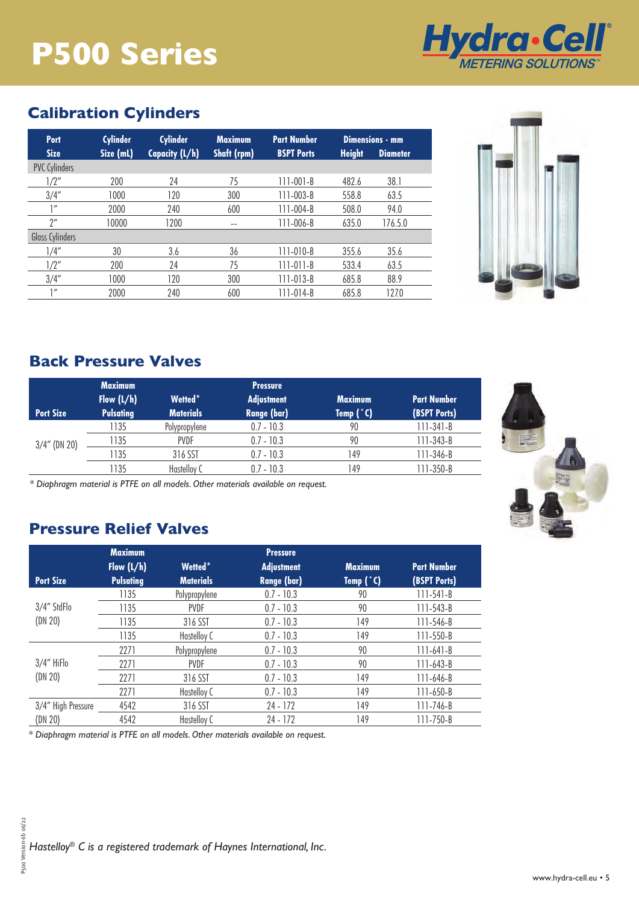# P500 Series

## Calibration Cylinders

| Port Size | Cylinder Size (mL) | Cylinder Capacity (L/h) | Maximum Shaft (rpm) | Part Number BSPT Ports | Dimensions - mm Height | Dimensions - mm Diameter |
|---|---|---|---|---|---|---|
| PVC Cylinders | | | | | | |
| 1/2" | 200 | 24 | 75 | 111-001-B | 482.6 | 38.1 |
| 3/4" | 1000 | 120 | 300 | 111-003-B | 558.8 | 63.5 |
| 1" | 2000 | 240 | 600 | 111-004-B | 508.0 | 94.0 |
| 2" | 10000 | 1200 | -- | 111-006-B | 635.0 | 176.5.0 |
| Glass Cylinders | | | | | | |
| 1/4" | 30 | 3.6 | 36 | 111-010-B | 355.6 | 35.6 |
| 1/2" | 200 | 24 | 75 | 111-011-B | 533.4 | 63.5 |
| 3/4" | 1000 | 120 | 300 | 111-013-B | 685.8 | 88.9 |
| 1" | 2000 | 240 | 600 | 111-014-B | 685.8 | 127.0 |

## Back Pressure Valves

| Port Size | Maximum Flow (L/h) Pulsating | Wetted* Materials | Pressure Adjustment Range (bar) | Maximum Temp (°C) | Part Number (BSPT Ports) |
|---|---|---|---|---|---|
| 3/4" (DN 20) | 1135 | Polypropylene | 0.7 - 10.3 | 90 | 111-341-B |
| | 1135 | PVDF | 0.7 - 10.3 | 90 | 111-343-B |
| | 1135 | 316 SST | 0.7 - 10.3 | 149 | 111-346-B |
| | 1135 | Hastelloy C | 0.7 - 10.3 | 149 | 111-350-B |

*\* Diaphragm material is PTFE on all models. Other materials available on request.*

## Pressure Relief Valves

| Port Size | Maximum Flow (L/h) Pulsating | Wetted* Materials | Pressure Adjustment Range (bar) | Maximum Temp (°C) | Part Number (BSPT Ports) |
|---|---|---|---|---|---|
| 3/4" StdFlo (DN 20) | 1135 | Polypropylene | 0.7 - 10.3 | 90 | 111-541-B |
| | 1135 | PVDF | 0.7 - 10.3 | 90 | 111-543-B |
| | 1135 | 316 SST | 0.7 - 10.3 | 149 | 111-546-B |
| | 1135 | Hastelloy C | 0.7 - 10.3 | 149 | 111-550-B |
| 3/4" HiFlo (DN 20) | 2271 | Polypropylene | 0.7 - 10.3 | 90 | 111-641-B |
| | 2271 | PVDF | 0.7 - 10.3 | 90 | 111-643-B |
| | 2271 | 316 SST | 0.7 - 10.3 | 149 | 111-646-B |
| | 2271 | Hastelloy C | 0.7 - 10.3 | 149 | 111-650-B |
| 3/4" High Pressure (DN 20) | 4542 | 316 SST | 24 - 172 | 149 | 111-746-B |
| | 4542 | Hastelloy C | 24 - 172 | 149 | 111-750-B |

*\* Diaphragm material is PTFE on all models. Other materials available on request.*

*Hastelloy® C is a registered trademark of Haynes International, Inc.*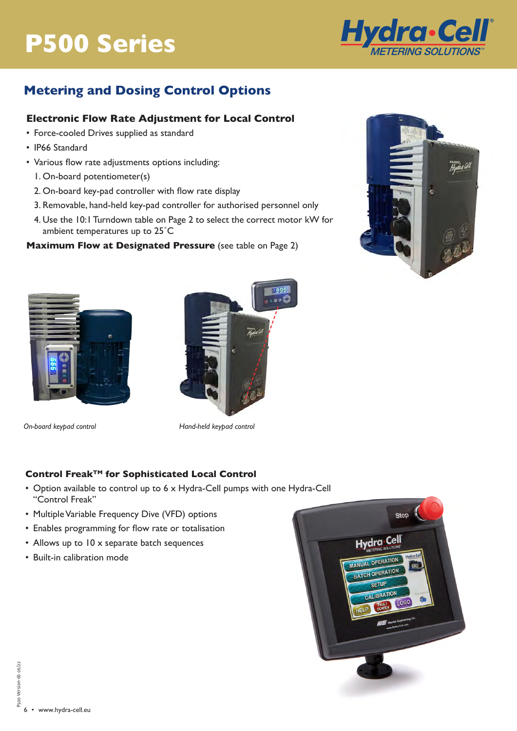# P500 Series

## Metering and Dosing Control Options

### Electronic Flow Rate Adjustment for Local Control

- Force-cooled Drives supplied as standard
- IP66 Standard
- Various flow rate adjustments options including:
  1. On-board potentiometer(s)
  2. On-board key-pad controller with flow rate display
  3. Removable, hand-held key-pad controller for authorised personnel only
  4. Use the 10:1 Turndown table on Page 2 to select the correct motor kW for ambient temperatures up to 25˚C

**Maximum Flow at Designated Pressure** (see table on Page 2)

*On-board keypad control*

*Hand-held keypad control*

### Control Freak™ for Sophisticated Local Control

- Option available to control up to 6 x Hydra-Cell pumps with one Hydra-Cell "Control Freak"
- Multiple Variable Frequency Dive (VFD) options
- Enables programming for flow rate or totalisation
- Allows up to 10 x separate batch sequences
- Built-in calibration mode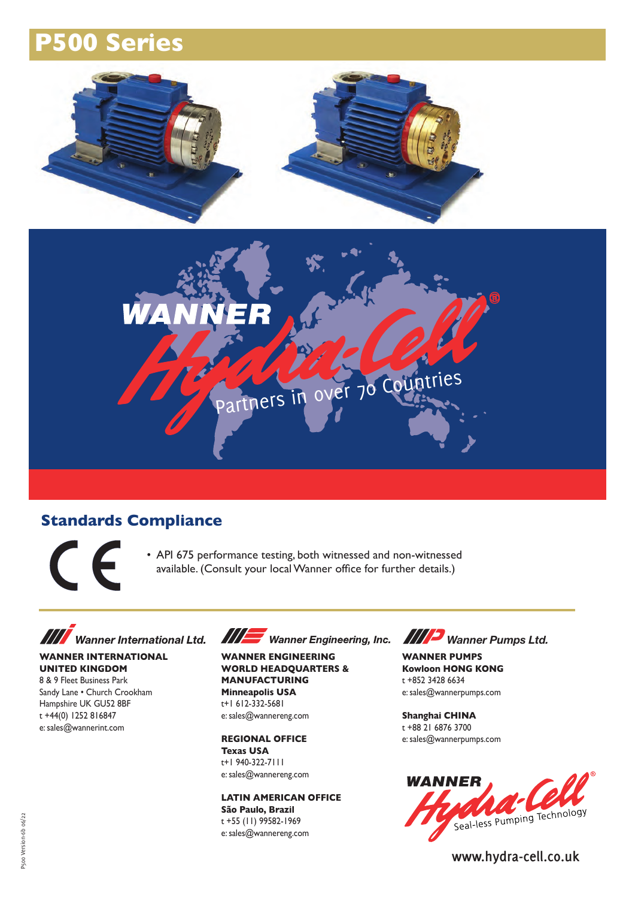# P500 Series

WANNER Hydra-Cell®

Partners in over 70 Countries

## Standards Compliance

- API 675 performance testing, both witnessed and non-witnessed available. (Consult your local Wanner office for further details.)

*Wanner International Ltd.*

**WANNER INTERNATIONAL UNITED KINGDOM**
8 & 9 Fleet Business Park
Sandy Lane • Church Crookham
Hampshire UK GU52 8BF
t +44(0) 1252 816847
e: sales@wannerint.com

*Wanner Engineering, Inc.*

**WANNER ENGINEERING WORLD HEADQUARTERS & MANUFACTURING**
**Minneapolis USA**
t+1 612-332-5681
e: sales@wannereng.com

**REGIONAL OFFICE**
**Texas USA**
t+1 940-322-7111
e: sales@wannereng.com

**LATIN AMERICAN OFFICE**
**São Paulo, Brazil**
t +55 (11) 99582-1969
e: sales@wannereng.com

*Wanner Pumps Ltd.*

**WANNER PUMPS**
**Kowloon HONG KONG**
t +852 3428 6634
e: sales@wannerpumps.com

**Shanghai CHINA**
t +88 21 6876 3700
e: sales@wannerpumps.com

WANNER Hydra-Cell® Seal-less Pumping Technology

www.hydra-cell.co.uk

P500 Version 6b 06/22